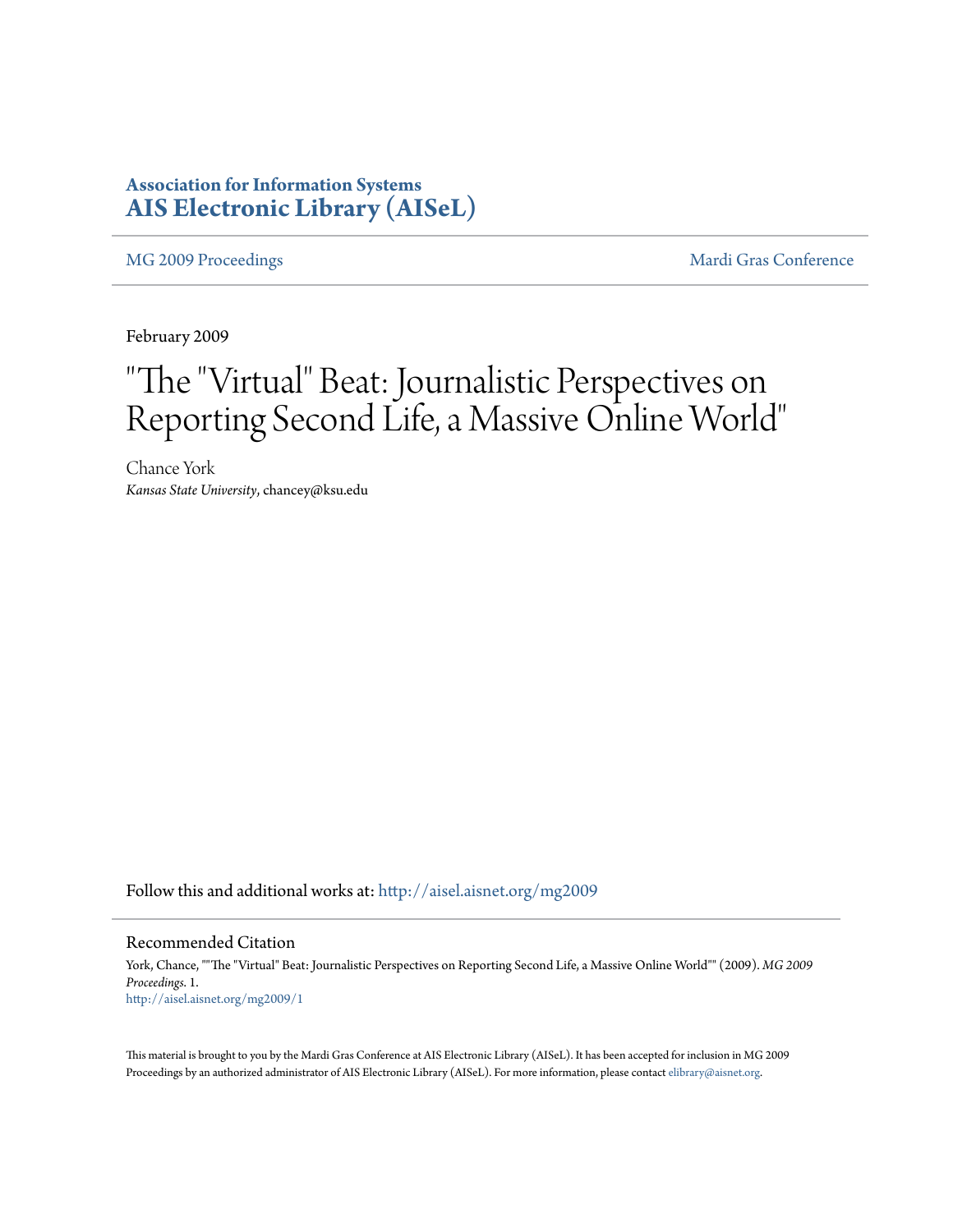**Association for Information Systems**
**AIS Electronic Library (AISeL)**

MG 2009 Proceedings | Mardi Gras Conference

February 2009

# "The "Virtual" Beat: Journalistic Perspectives on Reporting Second Life, a Massive Online World"

Chance York
*Kansas State University*, chancey@ksu.edu

Follow this and additional works at: http://aisel.aisnet.org/mg2009

## Recommended Citation

York, Chance, ""The "Virtual" Beat: Journalistic Perspectives on Reporting Second Life, a Massive Online World"" (2009). *MG 2009 Proceedings*. 1.
http://aisel.aisnet.org/mg2009/1

This material is brought to you by the Mardi Gras Conference at AIS Electronic Library (AISeL). It has been accepted for inclusion in MG 2009 Proceedings by an authorized administrator of AIS Electronic Library (AISeL). For more information, please contact elibrary@aisnet.org.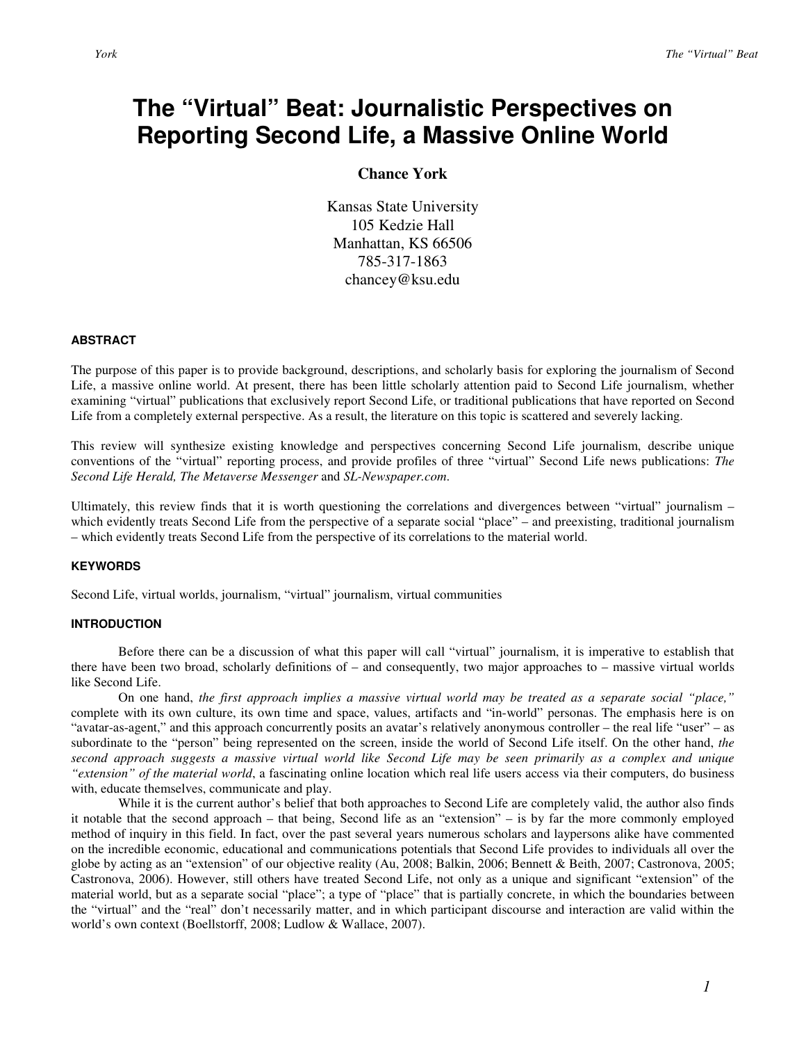# The "Virtual" Beat: Journalistic Perspectives on Reporting Second Life, a Massive Online World

**Chance York**

Kansas State University
105 Kedzie Hall
Manhattan, KS 66506
785-317-1863
chancey@ksu.edu

#### ABSTRACT

The purpose of this paper is to provide background, descriptions, and scholarly basis for exploring the journalism of Second Life, a massive online world. At present, there has been little scholarly attention paid to Second Life journalism, whether examining "virtual" publications that exclusively report Second Life, or traditional publications that have reported on Second Life from a completely external perspective. As a result, the literature on this topic is scattered and severely lacking.

This review will synthesize existing knowledge and perspectives concerning Second Life journalism, describe unique conventions of the "virtual" reporting process, and provide profiles of three "virtual" Second Life news publications: *The Second Life Herald, The Metaverse Messenger* and *SL-Newspaper.com*.

Ultimately, this review finds that it is worth questioning the correlations and divergences between "virtual" journalism – which evidently treats Second Life from the perspective of a separate social "place" – and preexisting, traditional journalism – which evidently treats Second Life from the perspective of its correlations to the material world.

#### KEYWORDS

Second Life, virtual worlds, journalism, "virtual" journalism, virtual communities

#### INTRODUCTION

Before there can be a discussion of what this paper will call "virtual" journalism, it is imperative to establish that there have been two broad, scholarly definitions of – and consequently, two major approaches to – massive virtual worlds like Second Life.

On one hand, *the first approach implies a massive virtual world may be treated as a separate social "place,"* complete with its own culture, its own time and space, values, artifacts and "in-world" personas. The emphasis here is on "avatar-as-agent," and this approach concurrently posits an avatar's relatively anonymous controller – the real life "user" – as subordinate to the "person" being represented on the screen, inside the world of Second Life itself. On the other hand, *the second approach suggests a massive virtual world like Second Life may be seen primarily as a complex and unique "extension" of the material world*, a fascinating online location which real life users access via their computers, do business with, educate themselves, communicate and play.

While it is the current author's belief that both approaches to Second Life are completely valid, the author also finds it notable that the second approach – that being, Second life as an "extension" – is by far the more commonly employed method of inquiry in this field. In fact, over the past several years numerous scholars and laypersons alike have commented on the incredible economic, educational and communications potentials that Second Life provides to individuals all over the globe by acting as an "extension" of our objective reality (Au, 2008; Balkin, 2006; Bennett & Beith, 2007; Castronova, 2005; Castronova, 2006). However, still others have treated Second Life, not only as a unique and significant "extension" of the material world, but as a separate social "place"; a type of "place" that is partially concrete, in which the boundaries between the "virtual" and the "real" don't necessarily matter, and in which participant discourse and interaction are valid within the world's own context (Boellstorff, 2008; Ludlow & Wallace, 2007).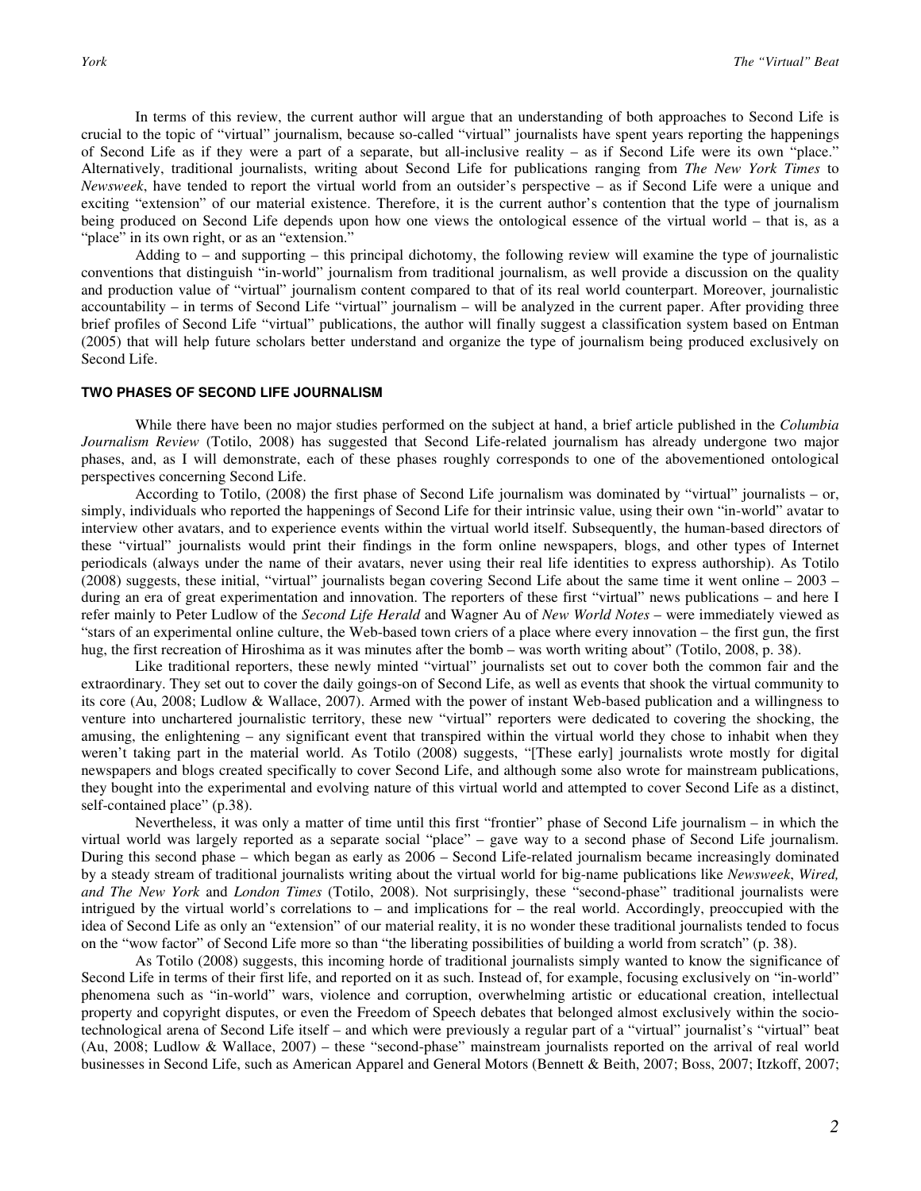In terms of this review, the current author will argue that an understanding of both approaches to Second Life is crucial to the topic of "virtual" journalism, because so-called "virtual" journalists have spent years reporting the happenings of Second Life as if they were a part of a separate, but all-inclusive reality – as if Second Life were its own "place." Alternatively, traditional journalists, writing about Second Life for publications ranging from *The New York Times* to *Newsweek*, have tended to report the virtual world from an outsider's perspective – as if Second Life were a unique and exciting "extension" of our material existence. Therefore, it is the current author's contention that the type of journalism being produced on Second Life depends upon how one views the ontological essence of the virtual world – that is, as a "place" in its own right, or as an "extension."

Adding to – and supporting – this principal dichotomy, the following review will examine the type of journalistic conventions that distinguish "in-world" journalism from traditional journalism, as well provide a discussion on the quality and production value of "virtual" journalism content compared to that of its real world counterpart. Moreover, journalistic accountability – in terms of Second Life "virtual" journalism – will be analyzed in the current paper. After providing three brief profiles of Second Life "virtual" publications, the author will finally suggest a classification system based on Entman (2005) that will help future scholars better understand and organize the type of journalism being produced exclusively on Second Life.

## TWO PHASES OF SECOND LIFE JOURNALISM

While there have been no major studies performed on the subject at hand, a brief article published in the *Columbia Journalism Review* (Totilo, 2008) has suggested that Second Life-related journalism has already undergone two major phases, and, as I will demonstrate, each of these phases roughly corresponds to one of the abovementioned ontological perspectives concerning Second Life.

According to Totilo, (2008) the first phase of Second Life journalism was dominated by "virtual" journalists – or, simply, individuals who reported the happenings of Second Life for their intrinsic value, using their own "in-world" avatar to interview other avatars, and to experience events within the virtual world itself. Subsequently, the human-based directors of these "virtual" journalists would print their findings in the form online newspapers, blogs, and other types of Internet periodicals (always under the name of their avatars, never using their real life identities to express authorship). As Totilo (2008) suggests, these initial, "virtual" journalists began covering Second Life about the same time it went online – 2003 – during an era of great experimentation and innovation. The reporters of these first "virtual" news publications – and here I refer mainly to Peter Ludlow of the *Second Life Herald* and Wagner Au of *New World Notes* – were immediately viewed as "stars of an experimental online culture, the Web-based town criers of a place where every innovation – the first gun, the first hug, the first recreation of Hiroshima as it was minutes after the bomb – was worth writing about" (Totilo, 2008, p. 38).

Like traditional reporters, these newly minted "virtual" journalists set out to cover both the common fair and the extraordinary. They set out to cover the daily goings-on of Second Life, as well as events that shook the virtual community to its core (Au, 2008; Ludlow & Wallace, 2007). Armed with the power of instant Web-based publication and a willingness to venture into unchartered journalistic territory, these new "virtual" reporters were dedicated to covering the shocking, the amusing, the enlightening – any significant event that transpired within the virtual world they chose to inhabit when they weren't taking part in the material world. As Totilo (2008) suggests, "[These early] journalists wrote mostly for digital newspapers and blogs created specifically to cover Second Life, and although some also wrote for mainstream publications, they bought into the experimental and evolving nature of this virtual world and attempted to cover Second Life as a distinct, self-contained place" (p.38).

Nevertheless, it was only a matter of time until this first "frontier" phase of Second Life journalism – in which the virtual world was largely reported as a separate social "place" – gave way to a second phase of Second Life journalism. During this second phase – which began as early as 2006 – Second Life-related journalism became increasingly dominated by a steady stream of traditional journalists writing about the virtual world for big-name publications like *Newsweek*, *Wired, and The New York* and *London Times* (Totilo, 2008). Not surprisingly, these "second-phase" traditional journalists were intrigued by the virtual world's correlations to – and implications for – the real world. Accordingly, preoccupied with the idea of Second Life as only an "extension" of our material reality, it is no wonder these traditional journalists tended to focus on the "wow factor" of Second Life more so than "the liberating possibilities of building a world from scratch" (p. 38).

As Totilo (2008) suggests, this incoming horde of traditional journalists simply wanted to know the significance of Second Life in terms of their first life, and reported on it as such. Instead of, for example, focusing exclusively on "in-world" phenomena such as "in-world" wars, violence and corruption, overwhelming artistic or educational creation, intellectual property and copyright disputes, or even the Freedom of Speech debates that belonged almost exclusively within the socio-technological arena of Second Life itself – and which were previously a regular part of a "virtual" journalist's "virtual" beat (Au, 2008; Ludlow & Wallace, 2007) – these "second-phase" mainstream journalists reported on the arrival of real world businesses in Second Life, such as American Apparel and General Motors (Bennett & Beith, 2007; Boss, 2007; Itzkoff, 2007;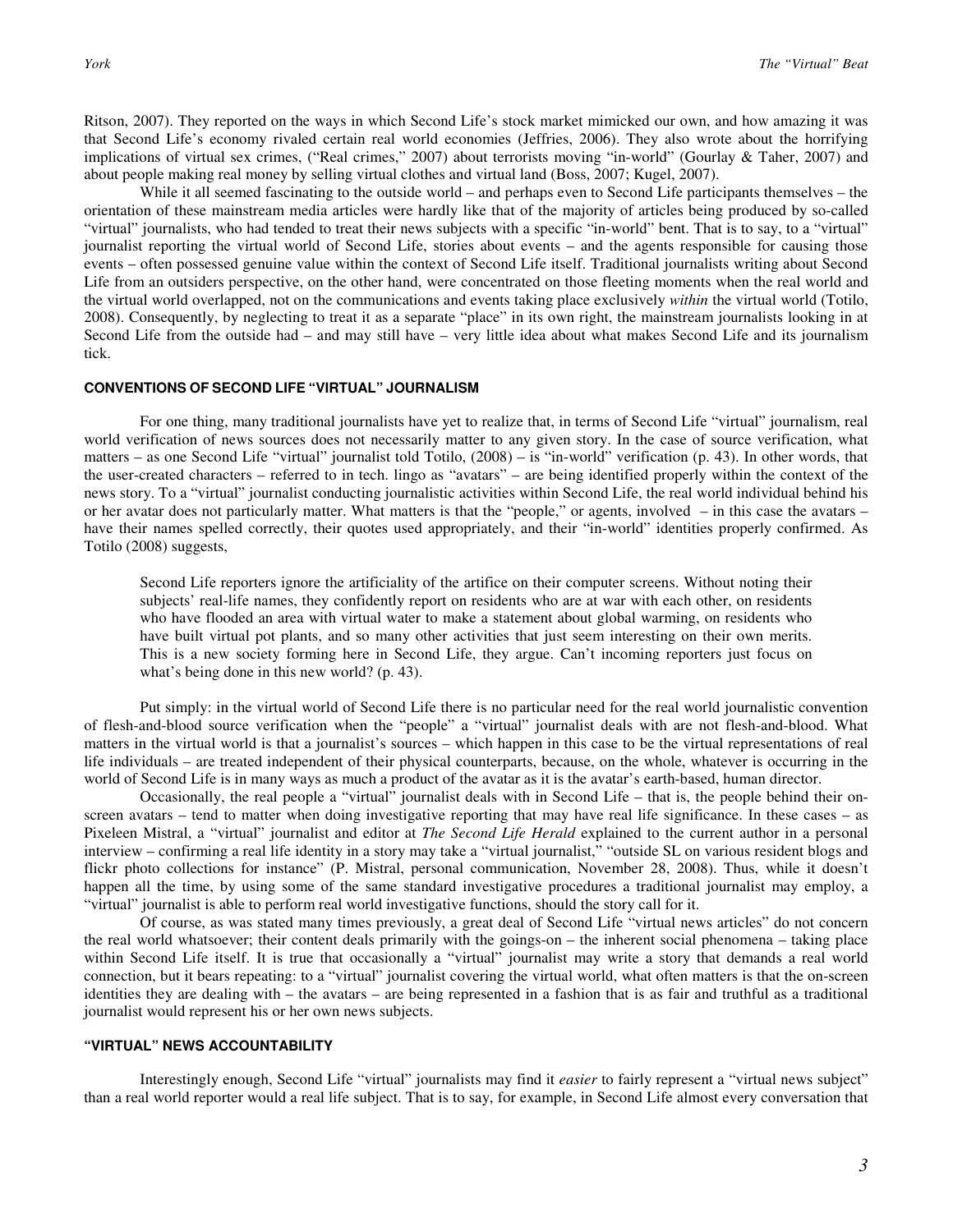Ritson, 2007). They reported on the ways in which Second Life's stock market mimicked our own, and how amazing it was that Second Life's economy rivaled certain real world economies (Jeffries, 2006). They also wrote about the horrifying implications of virtual sex crimes, ("Real crimes," 2007) about terrorists moving "in-world" (Gourlay & Taher, 2007) and about people making real money by selling virtual clothes and virtual land (Boss, 2007; Kugel, 2007).

While it all seemed fascinating to the outside world – and perhaps even to Second Life participants themselves – the orientation of these mainstream media articles were hardly like that of the majority of articles being produced by so-called "virtual" journalists, who had tended to treat their news subjects with a specific "in-world" bent. That is to say, to a "virtual" journalist reporting the virtual world of Second Life, stories about events – and the agents responsible for causing those events – often possessed genuine value within the context of Second Life itself. Traditional journalists writing about Second Life from an outsiders perspective, on the other hand, were concentrated on those fleeting moments when the real world and the virtual world overlapped, not on the communications and events taking place exclusively *within* the virtual world (Totilo, 2008). Consequently, by neglecting to treat it as a separate "place" in its own right, the mainstream journalists looking in at Second Life from the outside had – and may still have – very little idea about what makes Second Life and its journalism tick.

#### CONVENTIONS OF SECOND LIFE "VIRTUAL" JOURNALISM

For one thing, many traditional journalists have yet to realize that, in terms of Second Life "virtual" journalism, real world verification of news sources does not necessarily matter to any given story. In the case of source verification, what matters – as one Second Life "virtual" journalist told Totilo, (2008) – is "in-world" verification (p. 43). In other words, that the user-created characters – referred to in tech. lingo as "avatars" – are being identified properly within the context of the news story. To a "virtual" journalist conducting journalistic activities within Second Life, the real world individual behind his or her avatar does not particularly matter. What matters is that the "people," or agents, involved – in this case the avatars – have their names spelled correctly, their quotes used appropriately, and their "in-world" identities properly confirmed. As Totilo (2008) suggests,

> Second Life reporters ignore the artificiality of the artifice on their computer screens. Without noting their subjects' real-life names, they confidently report on residents who are at war with each other, on residents who have flooded an area with virtual water to make a statement about global warming, on residents who have built virtual pot plants, and so many other activities that just seem interesting on their own merits. This is a new society forming here in Second Life, they argue. Can't incoming reporters just focus on what's being done in this new world? (p. 43).

Put simply: in the virtual world of Second Life there is no particular need for the real world journalistic convention of flesh-and-blood source verification when the "people" a "virtual" journalist deals with are not flesh-and-blood. What matters in the virtual world is that a journalist's sources – which happen in this case to be the virtual representations of real life individuals – are treated independent of their physical counterparts, because, on the whole, whatever is occurring in the world of Second Life is in many ways as much a product of the avatar as it is the avatar's earth-based, human director.

Occasionally, the real people a "virtual" journalist deals with in Second Life – that is, the people behind their on-screen avatars – tend to matter when doing investigative reporting that may have real life significance. In these cases – as Pixeleen Mistral, a "virtual" journalist and editor at *The Second Life Herald* explained to the current author in a personal interview – confirming a real life identity in a story may take a "virtual journalist," "outside SL on various resident blogs and flickr photo collections for instance" (P. Mistral, personal communication, November 28, 2008). Thus, while it doesn't happen all the time, by using some of the same standard investigative procedures a traditional journalist may employ, a "virtual" journalist is able to perform real world investigative functions, should the story call for it.

Of course, as was stated many times previously, a great deal of Second Life "virtual news articles" do not concern the real world whatsoever; their content deals primarily with the goings-on – the inherent social phenomena – taking place within Second Life itself. It is true that occasionally a "virtual" journalist may write a story that demands a real world connection, but it bears repeating: to a "virtual" journalist covering the virtual world, what often matters is that the on-screen identities they are dealing with – the avatars – are being represented in a fashion that is as fair and truthful as a traditional journalist would represent his or her own news subjects.

#### "VIRTUAL" NEWS ACCOUNTABILITY

Interestingly enough, Second Life "virtual" journalists may find it *easier* to fairly represent a "virtual news subject" than a real world reporter would a real life subject. That is to say, for example, in Second Life almost every conversation that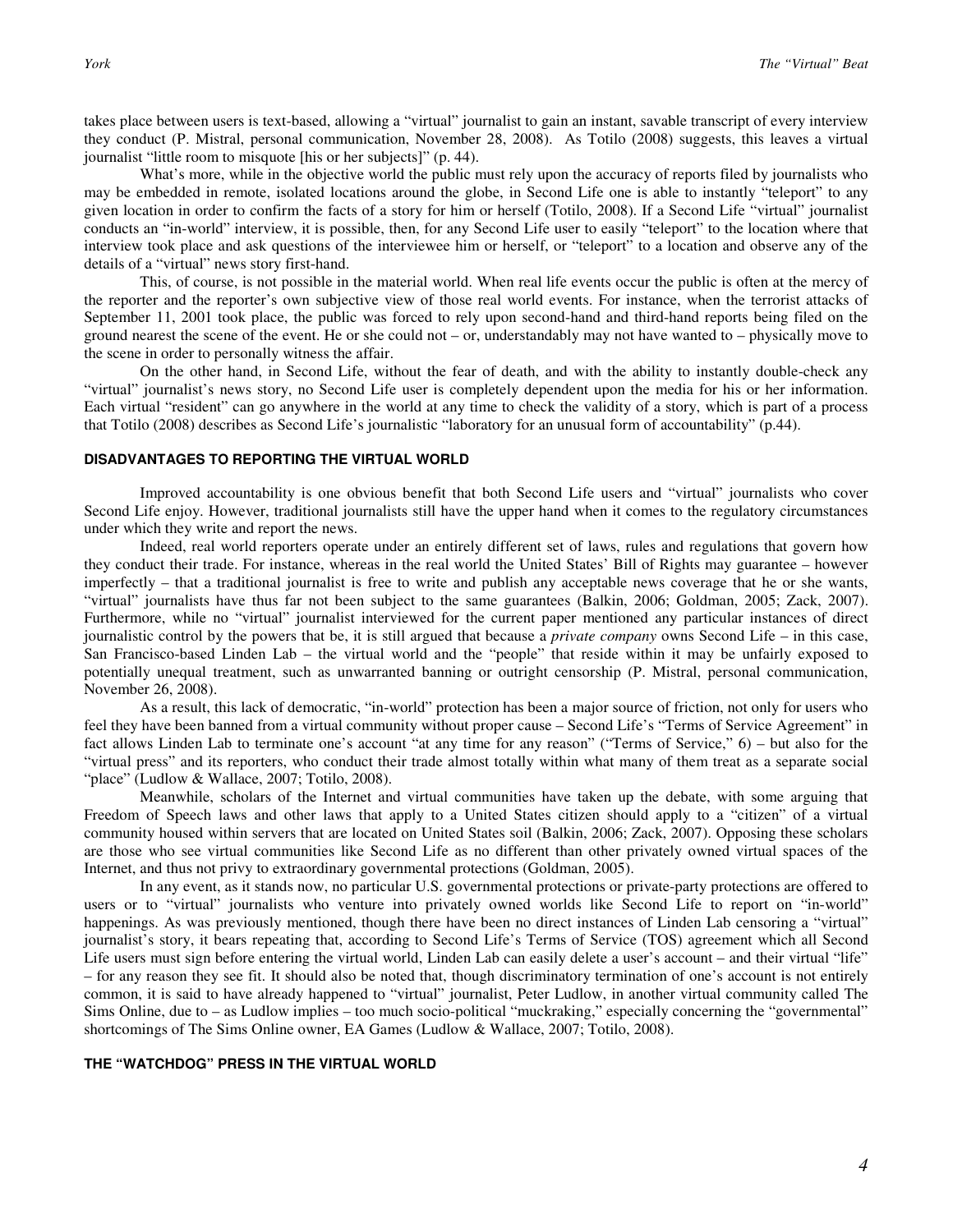takes place between users is text-based, allowing a "virtual" journalist to gain an instant, savable transcript of every interview they conduct (P. Mistral, personal communication, November 28, 2008). As Totilo (2008) suggests, this leaves a virtual journalist "little room to misquote [his or her subjects]" (p. 44).

What's more, while in the objective world the public must rely upon the accuracy of reports filed by journalists who may be embedded in remote, isolated locations around the globe, in Second Life one is able to instantly "teleport" to any given location in order to confirm the facts of a story for him or herself (Totilo, 2008). If a Second Life "virtual" journalist conducts an "in-world" interview, it is possible, then, for any Second Life user to easily "teleport" to the location where that interview took place and ask questions of the interviewee him or herself, or "teleport" to a location and observe any of the details of a "virtual" news story first-hand.

This, of course, is not possible in the material world. When real life events occur the public is often at the mercy of the reporter and the reporter's own subjective view of those real world events. For instance, when the terrorist attacks of September 11, 2001 took place, the public was forced to rely upon second-hand and third-hand reports being filed on the ground nearest the scene of the event. He or she could not – or, understandably may not have wanted to – physically move to the scene in order to personally witness the affair.

On the other hand, in Second Life, without the fear of death, and with the ability to instantly double-check any "virtual" journalist's news story, no Second Life user is completely dependent upon the media for his or her information. Each virtual "resident" can go anywhere in the world at any time to check the validity of a story, which is part of a process that Totilo (2008) describes as Second Life's journalistic "laboratory for an unusual form of accountability" (p.44).

## DISADVANTAGES TO REPORTING THE VIRTUAL WORLD

Improved accountability is one obvious benefit that both Second Life users and "virtual" journalists who cover Second Life enjoy. However, traditional journalists still have the upper hand when it comes to the regulatory circumstances under which they write and report the news.

Indeed, real world reporters operate under an entirely different set of laws, rules and regulations that govern how they conduct their trade. For instance, whereas in the real world the United States' Bill of Rights may guarantee – however imperfectly – that a traditional journalist is free to write and publish any acceptable news coverage that he or she wants, "virtual" journalists have thus far not been subject to the same guarantees (Balkin, 2006; Goldman, 2005; Zack, 2007). Furthermore, while no "virtual" journalist interviewed for the current paper mentioned any particular instances of direct journalistic control by the powers that be, it is still argued that because a *private company* owns Second Life – in this case, San Francisco-based Linden Lab – the virtual world and the "people" that reside within it may be unfairly exposed to potentially unequal treatment, such as unwarranted banning or outright censorship (P. Mistral, personal communication, November 26, 2008).

As a result, this lack of democratic, "in-world" protection has been a major source of friction, not only for users who feel they have been banned from a virtual community without proper cause – Second Life's "Terms of Service Agreement" in fact allows Linden Lab to terminate one's account "at any time for any reason" ("Terms of Service," 6) – but also for the "virtual press" and its reporters, who conduct their trade almost totally within what many of them treat as a separate social "place" (Ludlow & Wallace, 2007; Totilo, 2008).

Meanwhile, scholars of the Internet and virtual communities have taken up the debate, with some arguing that Freedom of Speech laws and other laws that apply to a United States citizen should apply to a "citizen" of a virtual community housed within servers that are located on United States soil (Balkin, 2006; Zack, 2007). Opposing these scholars are those who see virtual communities like Second Life as no different than other privately owned virtual spaces of the Internet, and thus not privy to extraordinary governmental protections (Goldman, 2005).

In any event, as it stands now, no particular U.S. governmental protections or private-party protections are offered to users or to "virtual" journalists who venture into privately owned worlds like Second Life to report on "in-world" happenings. As was previously mentioned, though there have been no direct instances of Linden Lab censoring a "virtual" journalist's story, it bears repeating that, according to Second Life's Terms of Service (TOS) agreement which all Second Life users must sign before entering the virtual world, Linden Lab can easily delete a user's account – and their virtual "life" – for any reason they see fit. It should also be noted that, though discriminatory termination of one's account is not entirely common, it is said to have already happened to "virtual" journalist, Peter Ludlow, in another virtual community called The Sims Online, due to – as Ludlow implies – too much socio-political "muckraking," especially concerning the "governmental" shortcomings of The Sims Online owner, EA Games (Ludlow & Wallace, 2007; Totilo, 2008).

## THE "WATCHDOG" PRESS IN THE VIRTUAL WORLD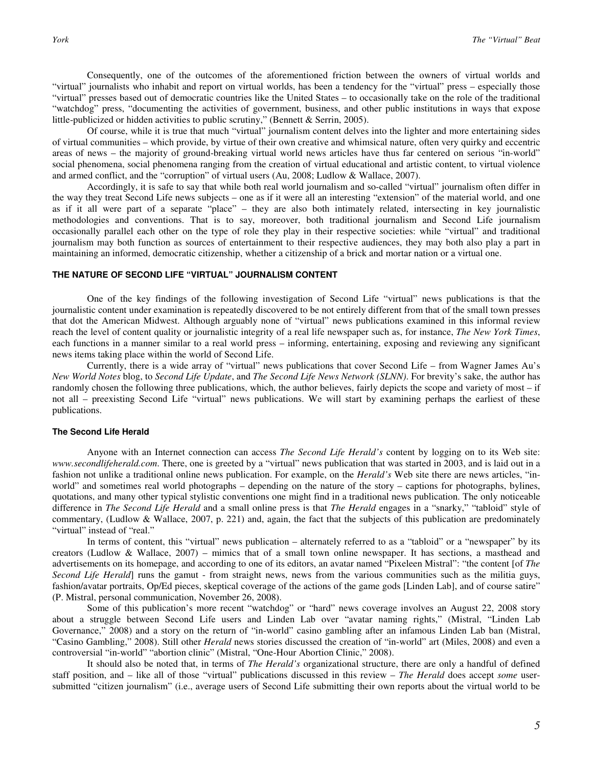Consequently, one of the outcomes of the aforementioned friction between the owners of virtual worlds and "virtual" journalists who inhabit and report on virtual worlds, has been a tendency for the "virtual" press – especially those "virtual" presses based out of democratic countries like the United States – to occasionally take on the role of the traditional "watchdog" press, "documenting the activities of government, business, and other public institutions in ways that expose little-publicized or hidden activities to public scrutiny," (Bennett & Serrin, 2005).

Of course, while it is true that much "virtual" journalism content delves into the lighter and more entertaining sides of virtual communities – which provide, by virtue of their own creative and whimsical nature, often very quirky and eccentric areas of news – the majority of ground-breaking virtual world news articles have thus far centered on serious "in-world" social phenomena, social phenomena ranging from the creation of virtual educational and artistic content, to virtual violence and armed conflict, and the "corruption" of virtual users (Au, 2008; Ludlow & Wallace, 2007).

Accordingly, it is safe to say that while both real world journalism and so-called "virtual" journalism often differ in the way they treat Second Life news subjects – one as if it were all an interesting "extension" of the material world, and one as if it all were part of a separate "place" – they are also both intimately related, intersecting in key journalistic methodologies and conventions. That is to say, moreover, both traditional journalism and Second Life journalism occasionally parallel each other on the type of role they play in their respective societies: while "virtual" and traditional journalism may both function as sources of entertainment to their respective audiences, they may both also play a part in maintaining an informed, democratic citizenship, whether a citizenship of a brick and mortar nation or a virtual one.

## THE NATURE OF SECOND LIFE "VIRTUAL" JOURNALISM CONTENT

One of the key findings of the following investigation of Second Life "virtual" news publications is that the journalistic content under examination is repeatedly discovered to be not entirely different from that of the small town presses that dot the American Midwest. Although arguably none of "virtual" news publications examined in this informal review reach the level of content quality or journalistic integrity of a real life newspaper such as, for instance, *The New York Times*, each functions in a manner similar to a real world press – informing, entertaining, exposing and reviewing any significant news items taking place within the world of Second Life.

Currently, there is a wide array of "virtual" news publications that cover Second Life – from Wagner James Au's *New World Notes* blog, to *Second Life Update*, and *The Second Life News Network (SLNN)*. For brevity's sake, the author has randomly chosen the following three publications, which, the author believes, fairly depicts the scope and variety of most – if not all – preexisting Second Life "virtual" news publications. We will start by examining perhaps the earliest of these publications.

### The Second Life Herald

Anyone with an Internet connection can access *The Second Life Herald's* content by logging on to its Web site: *www.secondlifeherald.com*. There, one is greeted by a "virtual" news publication that was started in 2003, and is laid out in a fashion not unlike a traditional online news publication. For example, on the *Herald's* Web site there are news articles, "in-world" and sometimes real world photographs – depending on the nature of the story – captions for photographs, bylines, quotations, and many other typical stylistic conventions one might find in a traditional news publication. The only noticeable difference in *The Second Life Herald* and a small online press is that *The Herald* engages in a "snarky," "tabloid" style of commentary, (Ludlow & Wallace, 2007, p. 221) and, again, the fact that the subjects of this publication are predominately "virtual" instead of "real."

In terms of content, this "virtual" news publication – alternately referred to as a "tabloid" or a "newspaper" by its creators (Ludlow & Wallace, 2007) – mimics that of a small town online newspaper. It has sections, a masthead and advertisements on its homepage, and according to one of its editors, an avatar named "Pixeleen Mistral": "the content [of *The Second Life Herald*] runs the gamut - from straight news, news from the various communities such as the militia guys, fashion/avatar portraits, Op/Ed pieces, skeptical coverage of the actions of the game gods [Linden Lab], and of course satire" (P. Mistral, personal communication, November 26, 2008).

Some of this publication's more recent "watchdog" or "hard" news coverage involves an August 22, 2008 story about a struggle between Second Life users and Linden Lab over "avatar naming rights," (Mistral, "Linden Lab Governance," 2008) and a story on the return of "in-world" casino gambling after an infamous Linden Lab ban (Mistral, "Casino Gambling," 2008). Still other *Herald* news stories discussed the creation of "in-world" art (Miles, 2008) and even a controversial "in-world" "abortion clinic" (Mistral, "One-Hour Abortion Clinic," 2008).

It should also be noted that, in terms of *The Herald's* organizational structure, there are only a handful of defined staff position, and – like all of those "virtual" publications discussed in this review – *The Herald* does accept *some* user-submitted "citizen journalism" (i.e., average users of Second Life submitting their own reports about the virtual world to be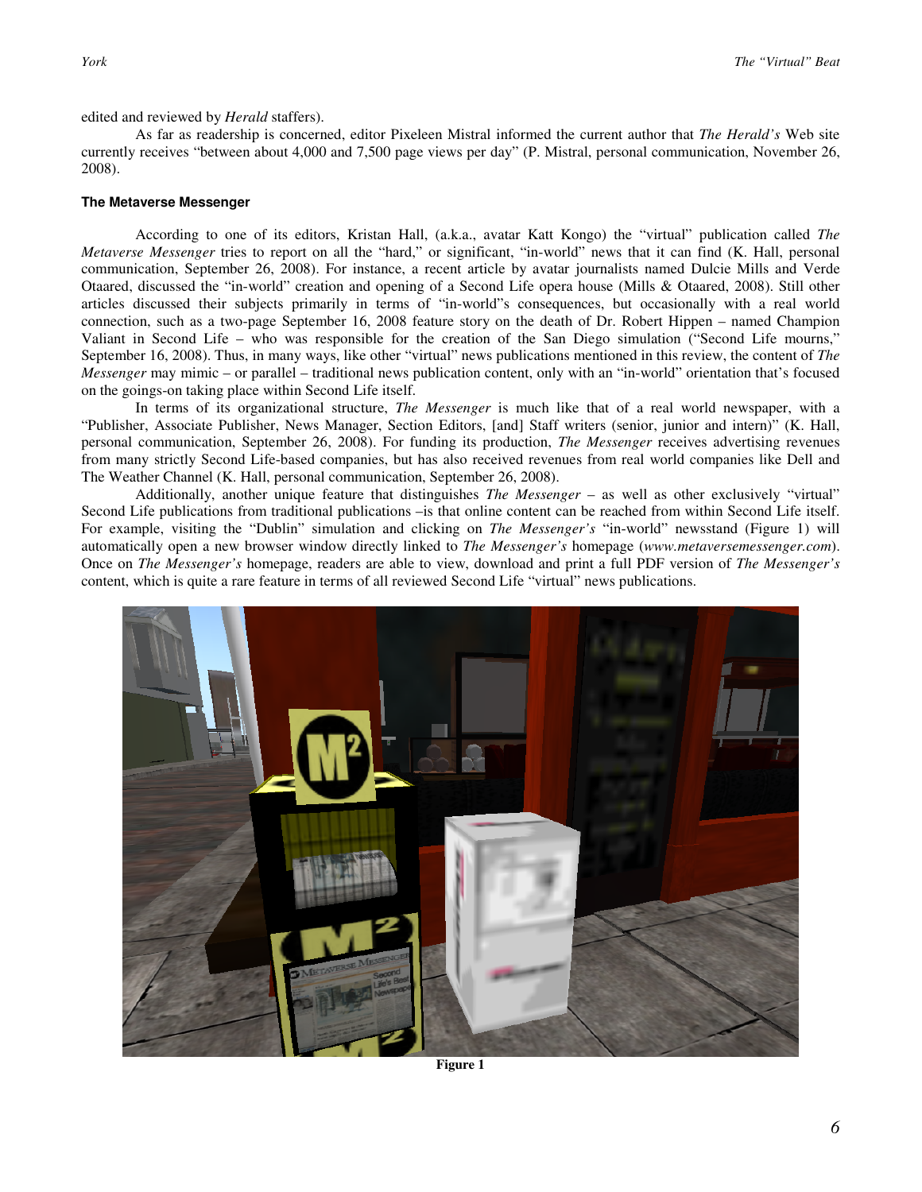edited and reviewed by *Herald* staffers).

As far as readership is concerned, editor Pixeleen Mistral informed the current author that *The Herald's* Web site currently receives "between about 4,000 and 7,500 page views per day" (P. Mistral, personal communication, November 26, 2008).

**The Metaverse Messenger**

According to one of its editors, Kristan Hall, (a.k.a., avatar Katt Kongo) the "virtual" publication called *The Metaverse Messenger* tries to report on all the "hard," or significant, "in-world" news that it can find (K. Hall, personal communication, September 26, 2008). For instance, a recent article by avatar journalists named Dulcie Mills and Verde Otaared, discussed the "in-world" creation and opening of a Second Life opera house (Mills & Otaared, 2008). Still other articles discussed their subjects primarily in terms of "in-world"s consequences, but occasionally with a real world connection, such as a two-page September 16, 2008 feature story on the death of Dr. Robert Hippen – named Champion Valiant in Second Life – who was responsible for the creation of the San Diego simulation ("Second Life mourns," September 16, 2008). Thus, in many ways, like other "virtual" news publications mentioned in this review, the content of *The Messenger* may mimic – or parallel – traditional news publication content, only with an "in-world" orientation that's focused on the goings-on taking place within Second Life itself.

In terms of its organizational structure, *The Messenger* is much like that of a real world newspaper, with a "Publisher, Associate Publisher, News Manager, Section Editors, [and] Staff writers (senior, junior and intern)" (K. Hall, personal communication, September 26, 2008). For funding its production, *The Messenger* receives advertising revenues from many strictly Second Life-based companies, but has also received revenues from real world companies like Dell and The Weather Channel (K. Hall, personal communication, September 26, 2008).

Additionally, another unique feature that distinguishes *The Messenger* – as well as other exclusively "virtual" Second Life publications from traditional publications –is that online content can be reached from within Second Life itself. For example, visiting the "Dublin" simulation and clicking on *The Messenger's* "in-world" newsstand (Figure 1) will automatically open a new browser window directly linked to *The Messenger's* homepage (*www.metaversemessenger.com*). Once on *The Messenger's* homepage, readers are able to view, download and print a full PDF version of *The Messenger's* content, which is quite a rare feature in terms of all reviewed Second Life "virtual" news publications.

**Figure 1**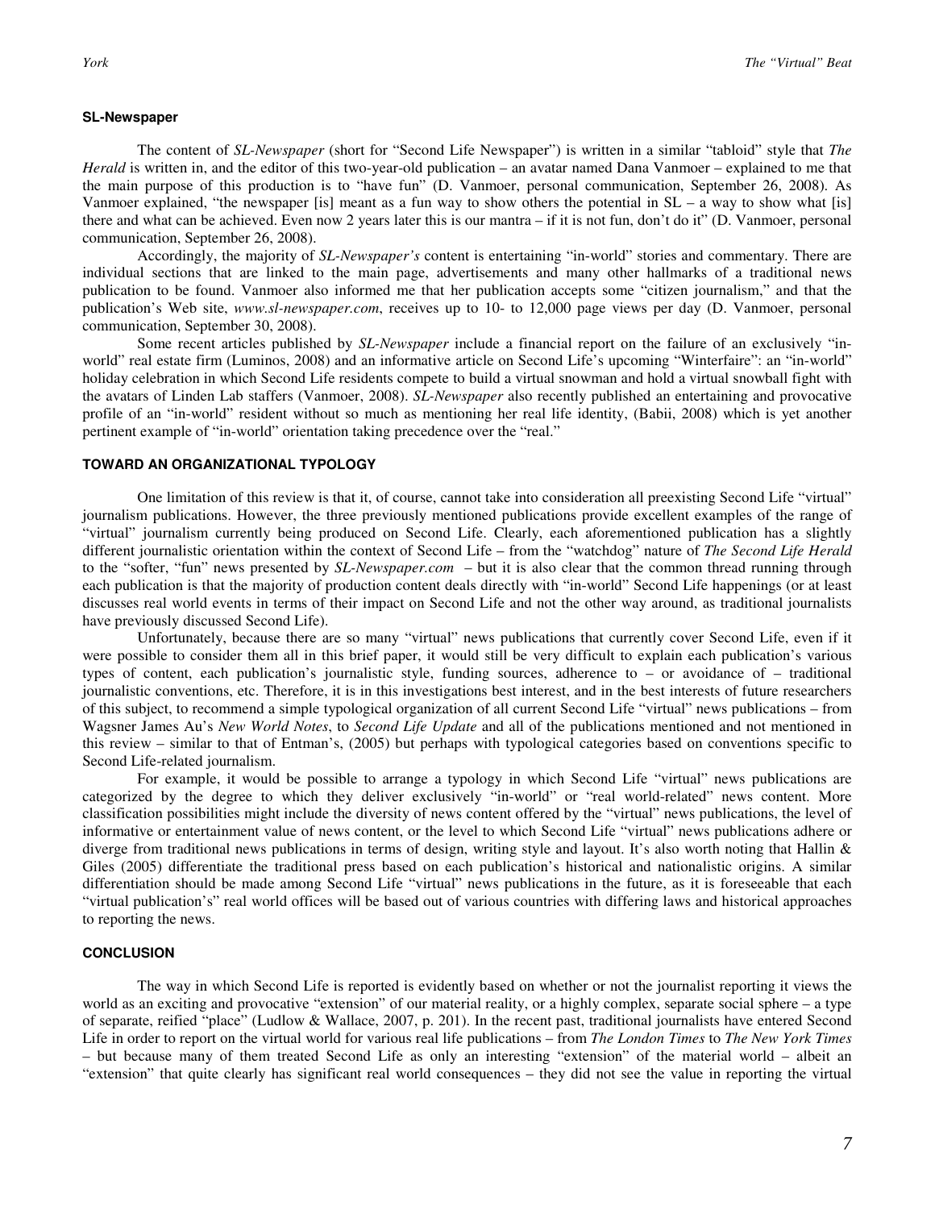### SL-Newspaper

The content of *SL-Newspaper* (short for "Second Life Newspaper") is written in a similar "tabloid" style that *The Herald* is written in, and the editor of this two-year-old publication – an avatar named Dana Vanmoer – explained to me that the main purpose of this production is to "have fun" (D. Vanmoer, personal communication, September 26, 2008). As Vanmoer explained, "the newspaper [is] meant as a fun way to show others the potential in SL – a way to show what [is] there and what can be achieved. Even now 2 years later this is our mantra – if it is not fun, don't do it" (D. Vanmoer, personal communication, September 26, 2008).

Accordingly, the majority of *SL-Newspaper's* content is entertaining "in-world" stories and commentary. There are individual sections that are linked to the main page, advertisements and many other hallmarks of a traditional news publication to be found. Vanmoer also informed me that her publication accepts some "citizen journalism," and that the publication's Web site, *www.sl-newspaper.com*, receives up to 10- to 12,000 page views per day (D. Vanmoer, personal communication, September 30, 2008).

Some recent articles published by *SL-Newspaper* include a financial report on the failure of an exclusively "in-world" real estate firm (Luminos, 2008) and an informative article on Second Life's upcoming "Winterfaire": an "in-world" holiday celebration in which Second Life residents compete to build a virtual snowman and hold a virtual snowball fight with the avatars of Linden Lab staffers (Vanmoer, 2008). *SL-Newspaper* also recently published an entertaining and provocative profile of an "in-world" resident without so much as mentioning her real life identity, (Babii, 2008) which is yet another pertinent example of "in-world" orientation taking precedence over the "real."

## TOWARD AN ORGANIZATIONAL TYPOLOGY

One limitation of this review is that it, of course, cannot take into consideration all preexisting Second Life "virtual" journalism publications. However, the three previously mentioned publications provide excellent examples of the range of "virtual" journalism currently being produced on Second Life. Clearly, each aforementioned publication has a slightly different journalistic orientation within the context of Second Life – from the "watchdog" nature of *The Second Life Herald* to the "softer, "fun" news presented by *SL-Newspaper.com* – but it is also clear that the common thread running through each publication is that the majority of production content deals directly with "in-world" Second Life happenings (or at least discusses real world events in terms of their impact on Second Life and not the other way around, as traditional journalists have previously discussed Second Life).

Unfortunately, because there are so many "virtual" news publications that currently cover Second Life, even if it were possible to consider them all in this brief paper, it would still be very difficult to explain each publication's various types of content, each publication's journalistic style, funding sources, adherence to – or avoidance of – traditional journalistic conventions, etc. Therefore, it is in this investigations best interest, and in the best interests of future researchers of this subject, to recommend a simple typological organization of all current Second Life "virtual" news publications – from Wagsner James Au's *New World Notes*, to *Second Life Update* and all of the publications mentioned and not mentioned in this review – similar to that of Entman's, (2005) but perhaps with typological categories based on conventions specific to Second Life-related journalism.

For example, it would be possible to arrange a typology in which Second Life "virtual" news publications are categorized by the degree to which they deliver exclusively "in-world" or "real world-related" news content. More classification possibilities might include the diversity of news content offered by the "virtual" news publications, the level of informative or entertainment value of news content, or the level to which Second Life "virtual" news publications adhere or diverge from traditional news publications in terms of design, writing style and layout. It's also worth noting that Hallin & Giles (2005) differentiate the traditional press based on each publication's historical and nationalistic origins. A similar differentiation should be made among Second Life "virtual" news publications in the future, as it is foreseeable that each "virtual publication's" real world offices will be based out of various countries with differing laws and historical approaches to reporting the news.

## CONCLUSION

The way in which Second Life is reported is evidently based on whether or not the journalist reporting it views the world as an exciting and provocative "extension" of our material reality, or a highly complex, separate social sphere – a type of separate, reified "place" (Ludlow & Wallace, 2007, p. 201). In the recent past, traditional journalists have entered Second Life in order to report on the virtual world for various real life publications – from *The London Times* to *The New York Times* – but because many of them treated Second Life as only an interesting "extension" of the material world – albeit an "extension" that quite clearly has significant real world consequences – they did not see the value in reporting the virtual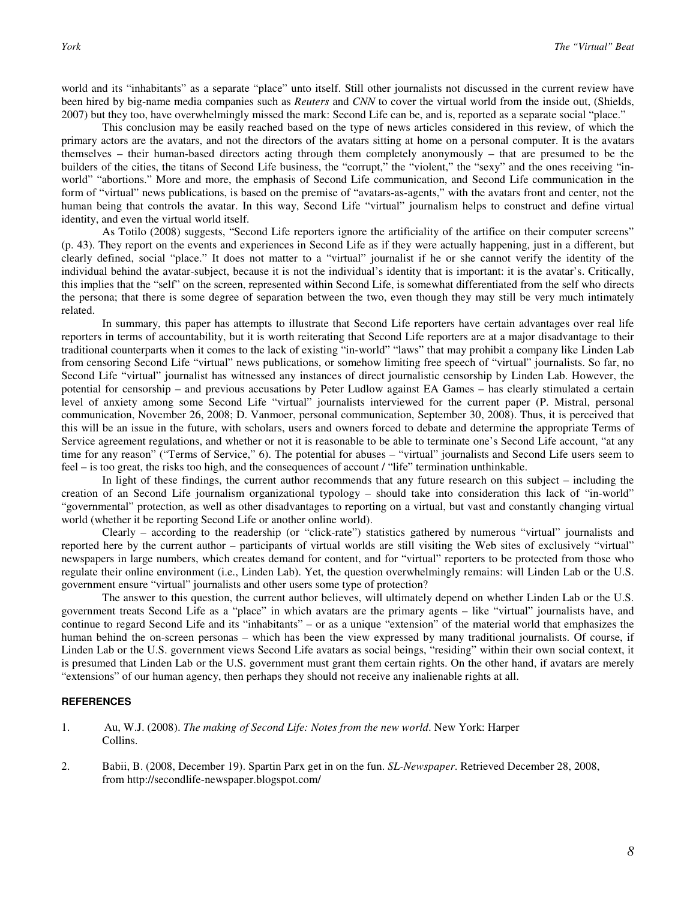world and its "inhabitants" as a separate "place" unto itself. Still other journalists not discussed in the current review have been hired by big-name media companies such as *Reuters* and *CNN* to cover the virtual world from the inside out, (Shields, 2007) but they too, have overwhelmingly missed the mark: Second Life can be, and is, reported as a separate social "place."

This conclusion may be easily reached based on the type of news articles considered in this review, of which the primary actors are the avatars, and not the directors of the avatars sitting at home on a personal computer. It is the avatars themselves – their human-based directors acting through them completely anonymously – that are presumed to be the builders of the cities, the titans of Second Life business, the "corrupt," the "violent," the "sexy" and the ones receiving "in-world" "abortions." More and more, the emphasis of Second Life communication, and Second Life communication in the form of "virtual" news publications, is based on the premise of "avatars-as-agents," with the avatars front and center, not the human being that controls the avatar. In this way, Second Life "virtual" journalism helps to construct and define virtual identity, and even the virtual world itself.

As Totilo (2008) suggests, "Second Life reporters ignore the artificiality of the artifice on their computer screens" (p. 43). They report on the events and experiences in Second Life as if they were actually happening, just in a different, but clearly defined, social "place." It does not matter to a "virtual" journalist if he or she cannot verify the identity of the individual behind the avatar-subject, because it is not the individual's identity that is important: it is the avatar's. Critically, this implies that the "self" on the screen, represented within Second Life, is somewhat differentiated from the self who directs the persona; that there is some degree of separation between the two, even though they may still be very much intimately related.

In summary, this paper has attempts to illustrate that Second Life reporters have certain advantages over real life reporters in terms of accountability, but it is worth reiterating that Second Life reporters are at a major disadvantage to their traditional counterparts when it comes to the lack of existing "in-world" "laws" that may prohibit a company like Linden Lab from censoring Second Life "virtual" news publications, or somehow limiting free speech of "virtual" journalists. So far, no Second Life "virtual" journalist has witnessed any instances of direct journalistic censorship by Linden Lab. However, the potential for censorship – and previous accusations by Peter Ludlow against EA Games – has clearly stimulated a certain level of anxiety among some Second Life "virtual" journalists interviewed for the current paper (P. Mistral, personal communication, November 26, 2008; D. Vanmoer, personal communication, September 30, 2008). Thus, it is perceived that this will be an issue in the future, with scholars, users and owners forced to debate and determine the appropriate Terms of Service agreement regulations, and whether or not it is reasonable to be able to terminate one's Second Life account, "at any time for any reason" ("Terms of Service," 6). The potential for abuses – "virtual" journalists and Second Life users seem to feel – is too great, the risks too high, and the consequences of account / "life" termination unthinkable.

In light of these findings, the current author recommends that any future research on this subject – including the creation of an Second Life journalism organizational typology – should take into consideration this lack of "in-world" "governmental" protection, as well as other disadvantages to reporting on a virtual, but vast and constantly changing virtual world (whether it be reporting Second Life or another online world).

Clearly – according to the readership (or "click-rate") statistics gathered by numerous "virtual" journalists and reported here by the current author – participants of virtual worlds are still visiting the Web sites of exclusively "virtual" newspapers in large numbers, which creates demand for content, and for "virtual" reporters to be protected from those who regulate their online environment (i.e., Linden Lab). Yet, the question overwhelmingly remains: will Linden Lab or the U.S. government ensure "virtual" journalists and other users some type of protection?

The answer to this question, the current author believes, will ultimately depend on whether Linden Lab or the U.S. government treats Second Life as a "place" in which avatars are the primary agents – like "virtual" journalists have, and continue to regard Second Life and its "inhabitants" – or as a unique "extension" of the material world that emphasizes the human behind the on-screen personas – which has been the view expressed by many traditional journalists. Of course, if Linden Lab or the U.S. government views Second Life avatars as social beings, "residing" within their own social context, it is presumed that Linden Lab or the U.S. government must grant them certain rights. On the other hand, if avatars are merely "extensions" of our human agency, then perhaps they should not receive any inalienable rights at all.

## REFERENCES

1. Au, W.J. (2008). *The making of Second Life: Notes from the new world*. New York: Harper Collins.

2. Babii, B. (2008, December 19). Spartin Parx get in on the fun. *SL-Newspaper*. Retrieved December 28, 2008, from http://secondlife-newspaper.blogspot.com/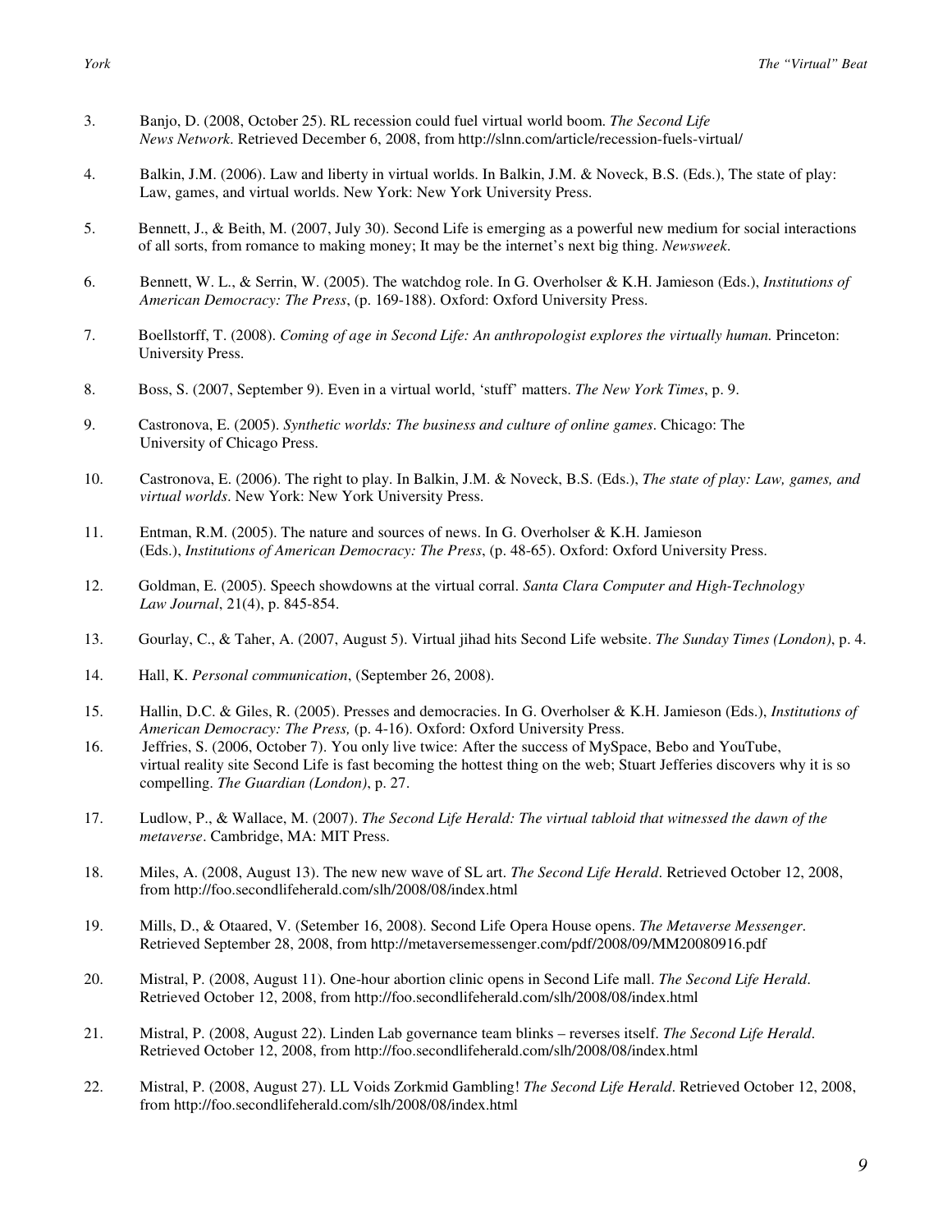3. Banjo, D. (2008, October 25). RL recession could fuel virtual world boom. *The Second Life News Network*. Retrieved December 6, 2008, from http://slnn.com/article/recession-fuels-virtual/

4. Balkin, J.M. (2006). Law and liberty in virtual worlds. In Balkin, J.M. & Noveck, B.S. (Eds.), The state of play: Law, games, and virtual worlds. New York: New York University Press.

5. Bennett, J., & Beith, M. (2007, July 30). Second Life is emerging as a powerful new medium for social interactions of all sorts, from romance to making money; It may be the internet's next big thing. *Newsweek*.

6. Bennett, W. L., & Serrin, W. (2005). The watchdog role. In G. Overholser & K.H. Jamieson (Eds.), *Institutions of American Democracy: The Press*, (p. 169-188). Oxford: Oxford University Press.

7. Boellstorff, T. (2008). *Coming of age in Second Life: An anthropologist explores the virtually human.* Princeton: University Press.

8. Boss, S. (2007, September 9). Even in a virtual world, 'stuff' matters. *The New York Times*, p. 9.

9. Castronova, E. (2005). *Synthetic worlds: The business and culture of online games*. Chicago: The University of Chicago Press.

10. Castronova, E. (2006). The right to play. In Balkin, J.M. & Noveck, B.S. (Eds.), *The state of play: Law, games, and virtual worlds*. New York: New York University Press.

11. Entman, R.M. (2005). The nature and sources of news. In G. Overholser & K.H. Jamieson (Eds.), *Institutions of American Democracy: The Press*, (p. 48-65). Oxford: Oxford University Press.

12. Goldman, E. (2005). Speech showdowns at the virtual corral. *Santa Clara Computer and High-Technology Law Journal*, 21(4), p. 845-854.

13. Gourlay, C., & Taher, A. (2007, August 5). Virtual jihad hits Second Life website. *The Sunday Times (London)*, p. 4.

14. Hall, K. *Personal communication*, (September 26, 2008).

15. Hallin, D.C. & Giles, R. (2005). Presses and democracies. In G. Overholser & K.H. Jamieson (Eds.), *Institutions of American Democracy: The Press,* (p. 4-16). Oxford: Oxford University Press.

16. Jeffries, S. (2006, October 7). You only live twice: After the success of MySpace, Bebo and YouTube, virtual reality site Second Life is fast becoming the hottest thing on the web; Stuart Jefferies discovers why it is so compelling. *The Guardian (London)*, p. 27.

17. Ludlow, P., & Wallace, M. (2007). *The Second Life Herald: The virtual tabloid that witnessed the dawn of the metaverse*. Cambridge, MA: MIT Press.

18. Miles, A. (2008, August 13). The new new wave of SL art. *The Second Life Herald*. Retrieved October 12, 2008, from http://foo.secondlifeherald.com/slh/2008/08/index.html

19. Mills, D., & Otaared, V. (Setember 16, 2008). Second Life Opera House opens. *The Metaverse Messenger*. Retrieved September 28, 2008, from http://metaversemessenger.com/pdf/2008/09/MM20080916.pdf

20. Mistral, P. (2008, August 11). One-hour abortion clinic opens in Second Life mall. *The Second Life Herald*. Retrieved October 12, 2008, from http://foo.secondlifeherald.com/slh/2008/08/index.html

21. Mistral, P. (2008, August 22). Linden Lab governance team blinks – reverses itself. *The Second Life Herald*. Retrieved October 12, 2008, from http://foo.secondlifeherald.com/slh/2008/08/index.html

22. Mistral, P. (2008, August 27). LL Voids Zorkmid Gambling! *The Second Life Herald*. Retrieved October 12, 2008, from http://foo.secondlifeherald.com/slh/2008/08/index.html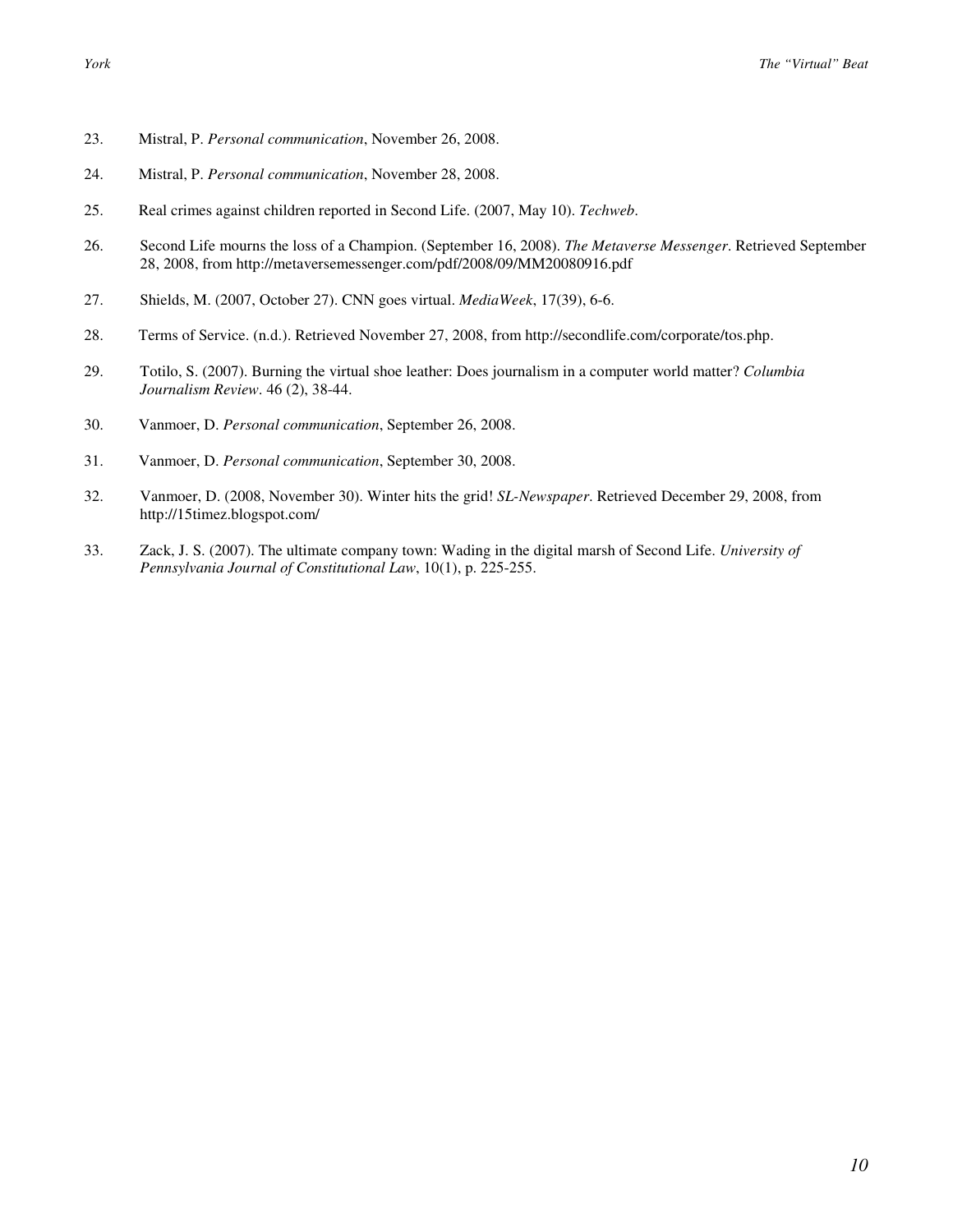23. Mistral, P. *Personal communication*, November 26, 2008.

24. Mistral, P. *Personal communication*, November 28, 2008.

25. Real crimes against children reported in Second Life. (2007, May 10). *Techweb*.

26. Second Life mourns the loss of a Champion. (September 16, 2008). *The Metaverse Messenger*. Retrieved September 28, 2008, from http://metaversemessenger.com/pdf/2008/09/MM20080916.pdf

27. Shields, M. (2007, October 27). CNN goes virtual. *MediaWeek*, 17(39), 6-6.

28. Terms of Service. (n.d.). Retrieved November 27, 2008, from http://secondlife.com/corporate/tos.php.

29. Totilo, S. (2007). Burning the virtual shoe leather: Does journalism in a computer world matter? *Columbia Journalism Review*. 46 (2), 38-44.

30. Vanmoer, D. *Personal communication*, September 26, 2008.

31. Vanmoer, D. *Personal communication*, September 30, 2008.

32. Vanmoer, D. (2008, November 30). Winter hits the grid! *SL-Newspaper*. Retrieved December 29, 2008, from http://15timez.blogspot.com/

33. Zack, J. S. (2007). The ultimate company town: Wading in the digital marsh of Second Life. *University of Pennsylvania Journal of Constitutional Law*, 10(1), p. 225-255.